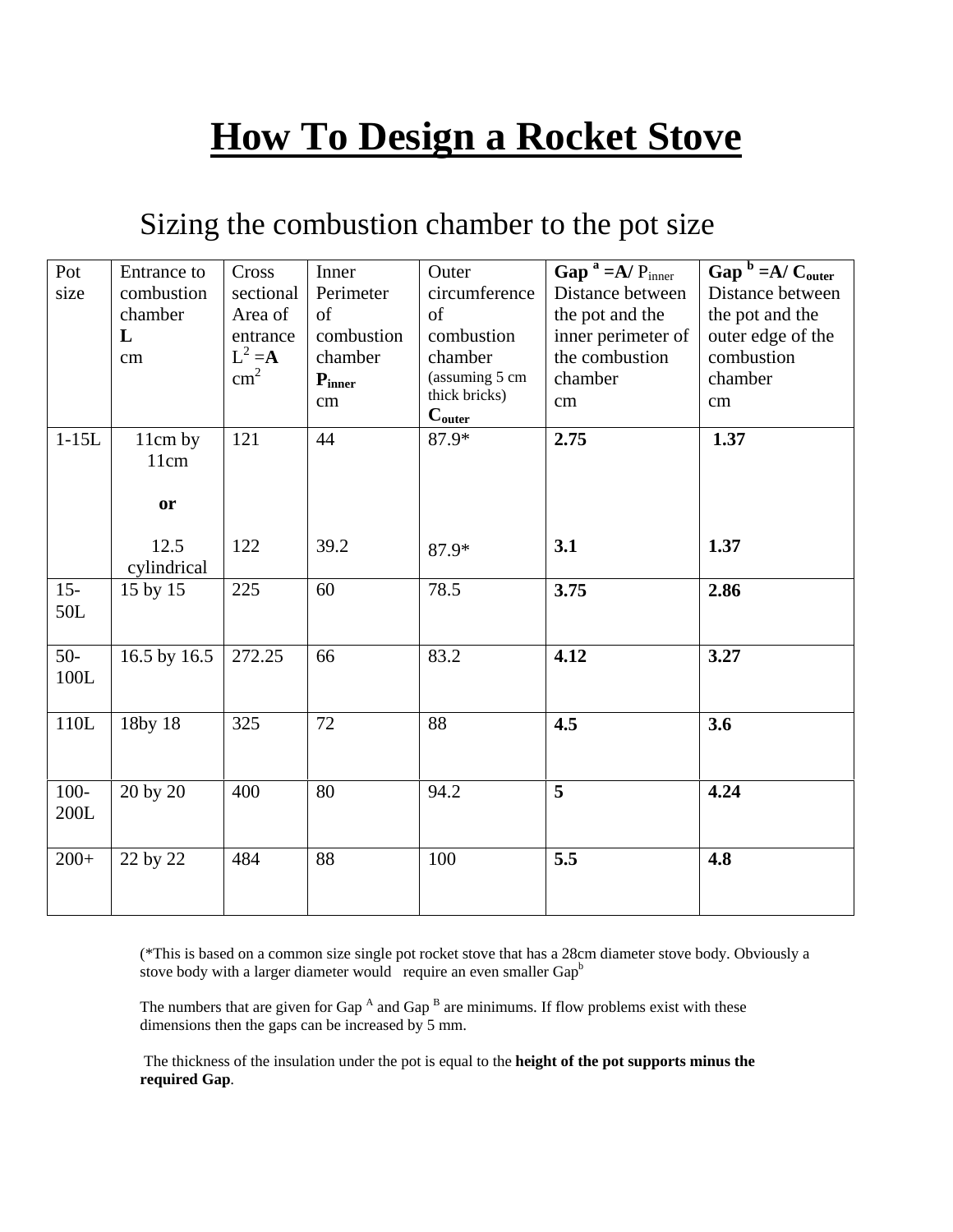# How To Design a Rocket Stove

## Sizing the combustion chamber to the pot size

| Pot size | Entrance to combustion chamber **L** cm | Cross sectional Area of entrance $L^2$ =**A** $cm^2$ | Inner Perimeter of combustion chamber $\mathbf{P_{inner}}$ cm | Outer circumference of combustion chamber (assuming 5 cm thick bricks) $\mathbf{C_{outer}}$ | **Gap** $^a$ **=A/** $P_{inner}$ Distance between the pot and the inner perimeter of the combustion chamber cm | **Gap** $^b$ **=A/** $\mathbf{C_{outer}}$ Distance between the pot and the outer edge of the combustion chamber cm |
|---|---|---|---|---|---|---|
| 1-15L | 11cm by 11cm | 121 | 44 | 87.9* | **2.75** | **1.37** |
| | **or** | | | | | |
| | 12.5 cylindrical | 122 | 39.2 | 87.9* | **3.1** | **1.37** |
| 15-50L | 15 by 15 | 225 | 60 | 78.5 | **3.75** | **2.86** |
| 50-100L | 16.5 by 16.5 | 272.25 | 66 | 83.2 | **4.12** | **3.27** |
| 110L | 18by 18 | 325 | 72 | 88 | **4.5** | **3.6** |
| 100-200L | 20 by 20 | 400 | 80 | 94.2 | **5** | **4.24** |
| 200+ | 22 by 22 | 484 | 88 | 100 | **5.5** | **4.8** |

(*This is based on a common size single pot rocket stove that has a 28cm diameter stove body. Obviously a stove body with a larger diameter would require an even smaller Gap$^b$

The numbers that are given for Gap $^A$ and Gap $^B$ are minimums. If flow problems exist with these dimensions then the gaps can be increased by 5 mm.

The thickness of the insulation under the pot is equal to the **height of the pot supports minus the required Gap**.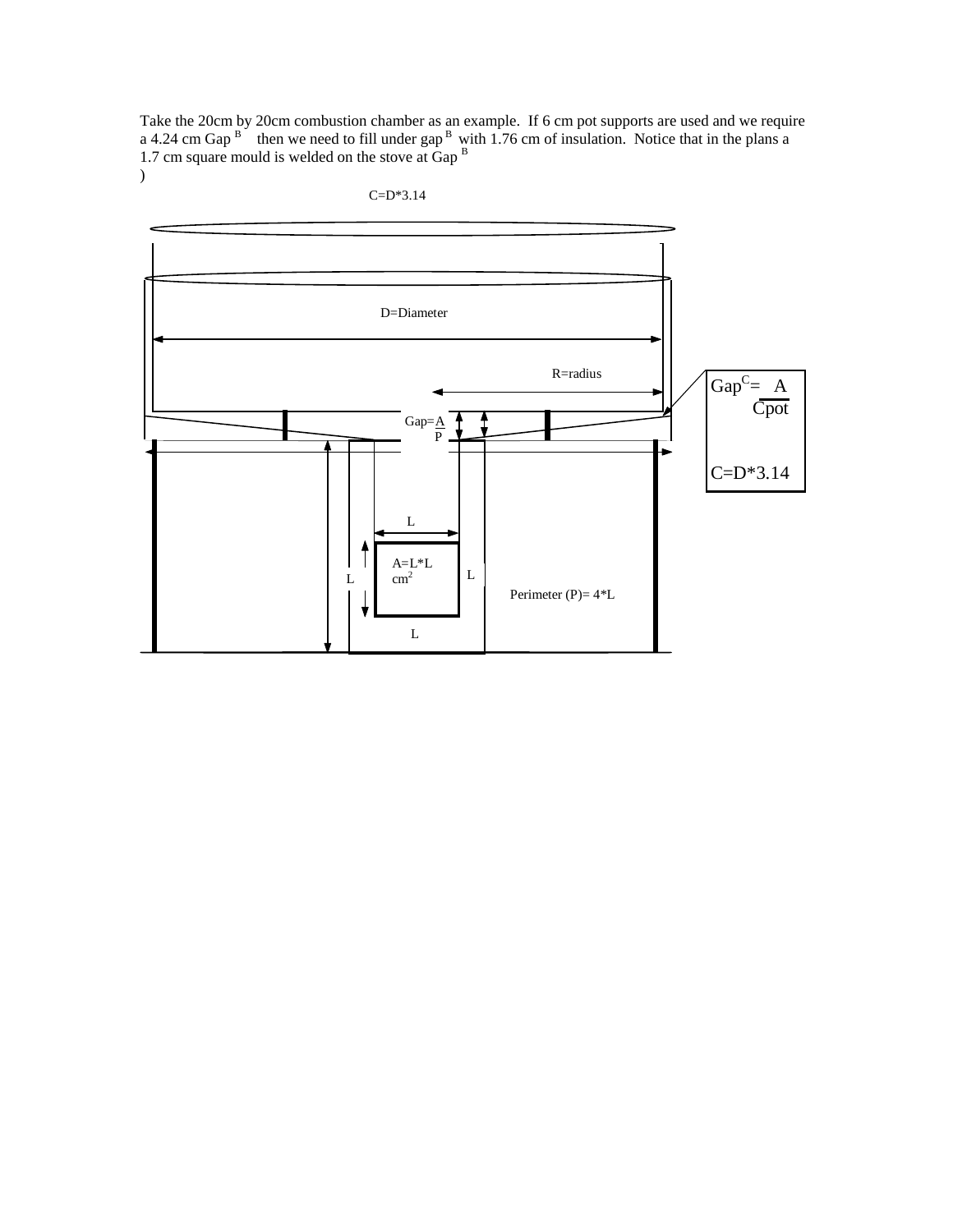Take the 20cm by 20cm combustion chamber as an example. If 6 cm pot supports are used and we require a 4.24 cm Gap [B] then we need to fill under gap [B] with 1.76 cm of insulation. Notice that in the plans a 1.7 cm square mould is welded on the stove at Gap [B] )

C=D*3.14

D=Diameter

R=radius

$Gap = \frac{A}{P}$

$Gap^C = \frac{A}{Cpot}$

C=D*3.14

L

A=L*L cm$^2$

L

L

L

Perimeter (P)= 4*L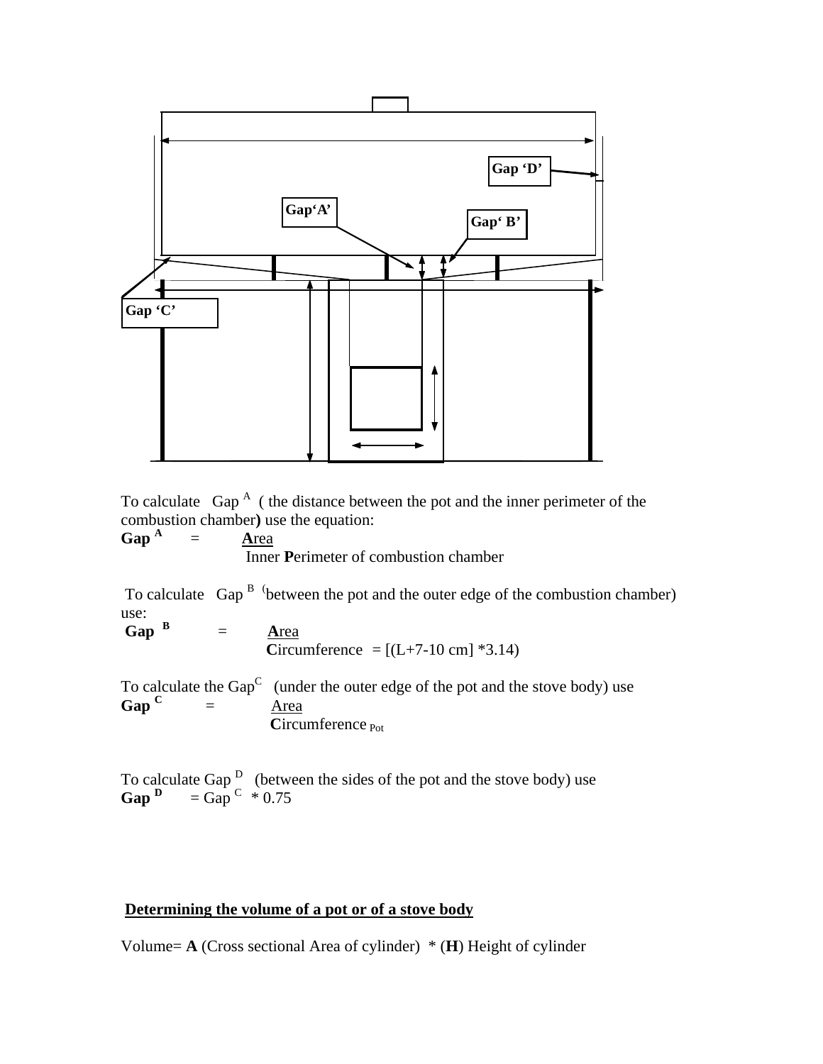Gap ‘D’

Gap‘A’

Gap‘ B’

Gap ‘C’

To calculate Gap [A] ( the distance between the pot and the inner perimeter of the combustion chamber) use the equation:

**Gap [A]** = $\frac{\textbf{A}\text{rea}}{\text{Inner } \textbf{P}\text{erimeter of combustion chamber}}$

To calculate Gap [B] (between the pot and the outer edge of the combustion chamber) use:

**Gap [B]** = $\frac{\textbf{A}\text{rea}}{\textbf{C}\text{ircumference}}$ = [(L+7-10 cm] *3.14)

To calculate the Gap[C] (under the outer edge of the pot and the stove body) use

**Gap [C]** = $\frac{\text{Area}}{\textbf{C}\text{ircumference}_{\text{Pot}}}$

To calculate Gap [D] (between the sides of the pot and the stove body) use

**Gap [D]** = Gap [C] * 0.75

## Determining the volume of a pot or of a stove body

Volume= **A** (Cross sectional Area of cylinder) * (**H**) Height of cylinder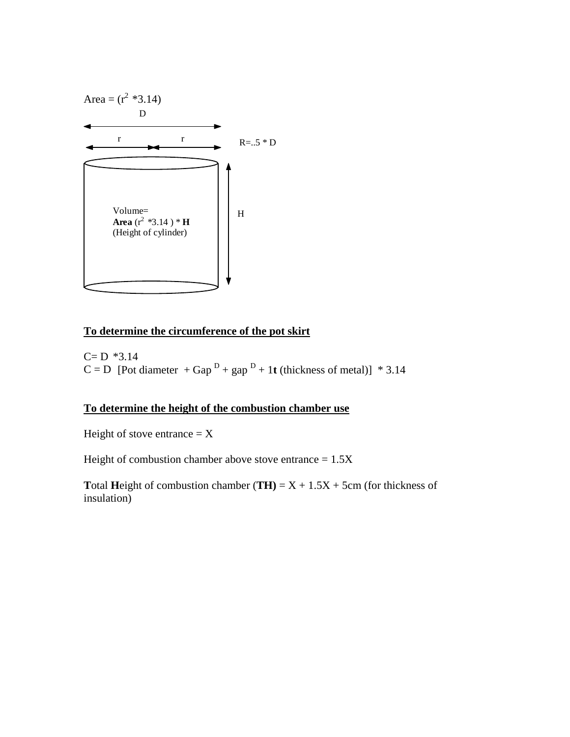Area = ($r^2$ *3.14)

D

r r

R=..5 * D

Volume=
**Area** ($r^2$ *3.14 ) * **H**
(Height of cylinder)

H

**To determine the circumference of the pot skirt**

C= D *3.14
C = D [Pot diameter + Gap $^D$ + gap $^D$ + 1**t** (thickness of metal)] * 3.14

**To determine the height of the combustion chamber use**

Height of stove entrance = X

Height of combustion chamber above stove entrance = 1.5X

**T**otal **H**eight of combustion chamber (**TH)** = X + 1.5X + 5cm (for thickness of insulation)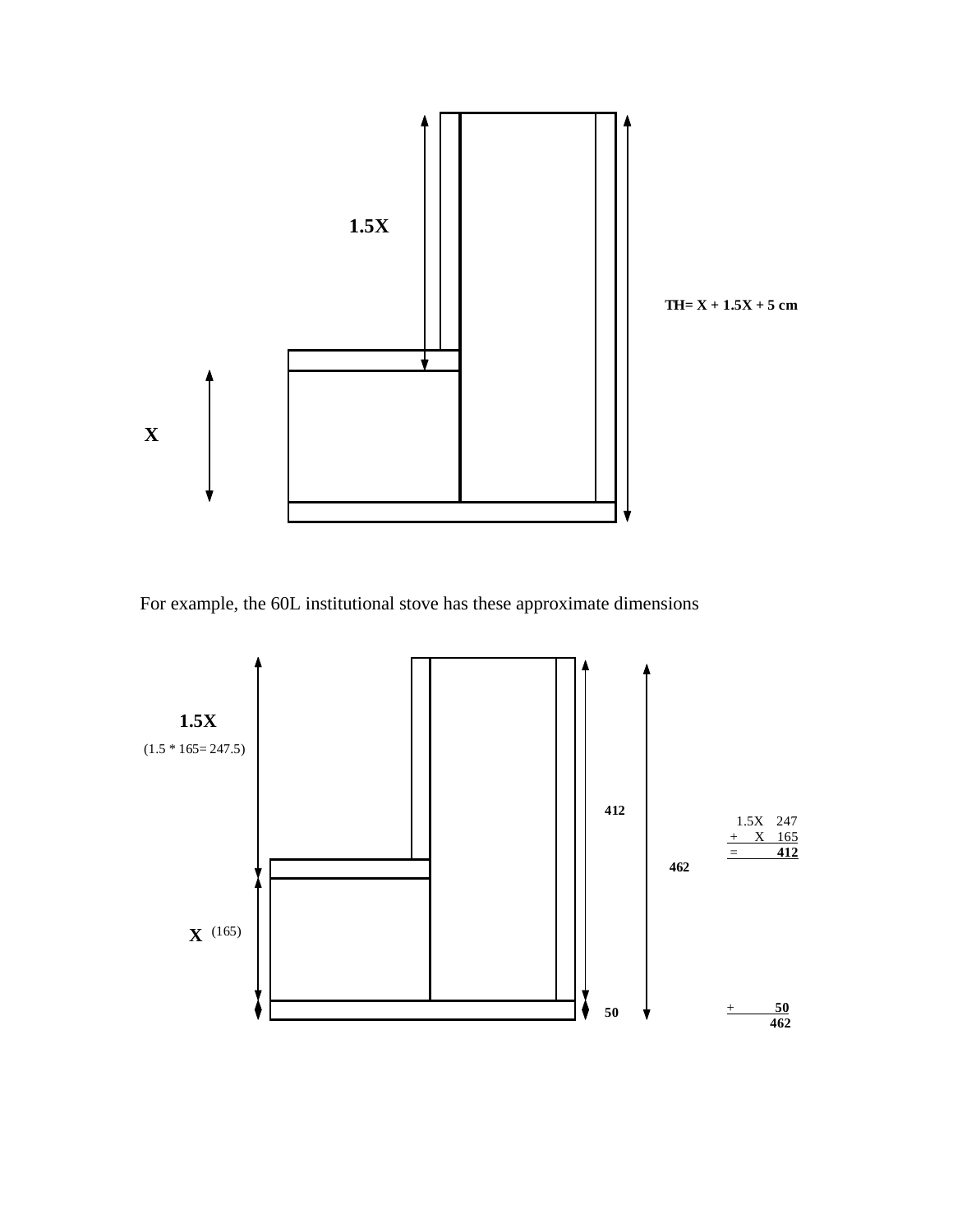1.5X

TH= X + 1.5X + 5 cm

X

For example, the 60L institutional stove has these approximate dimensions

1.5X

(1.5 * 165= 247.5)

X (165)

412

462

50

|  |  |  |
|---|---|---|
|  | 1.5X | 247 |
| + | X | 165 |
| = |  | **412** |
| + |  | **50** |
|  |  | **462** |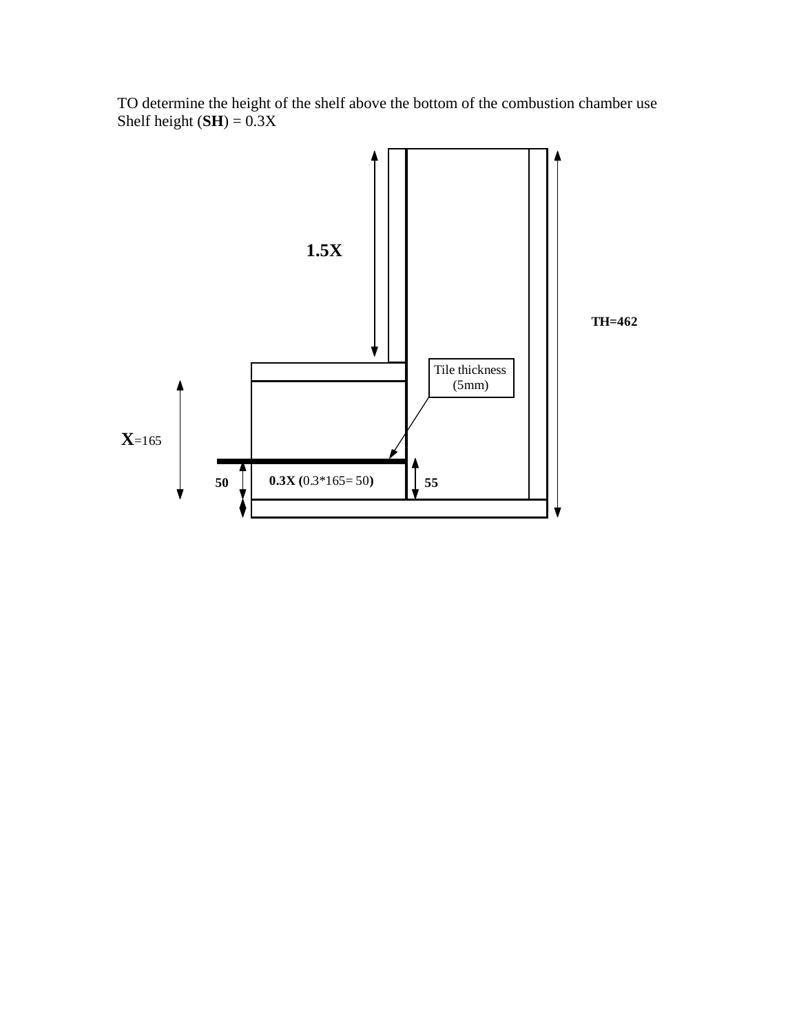TO determine the height of the shelf above the bottom of the combustion chamber use
Shelf height (**SH**) = 0.3X

1.5X

TH=462

Tile thickness (5mm)

**X**=165

50

**0.3X (**0.3*165= 50**)**

55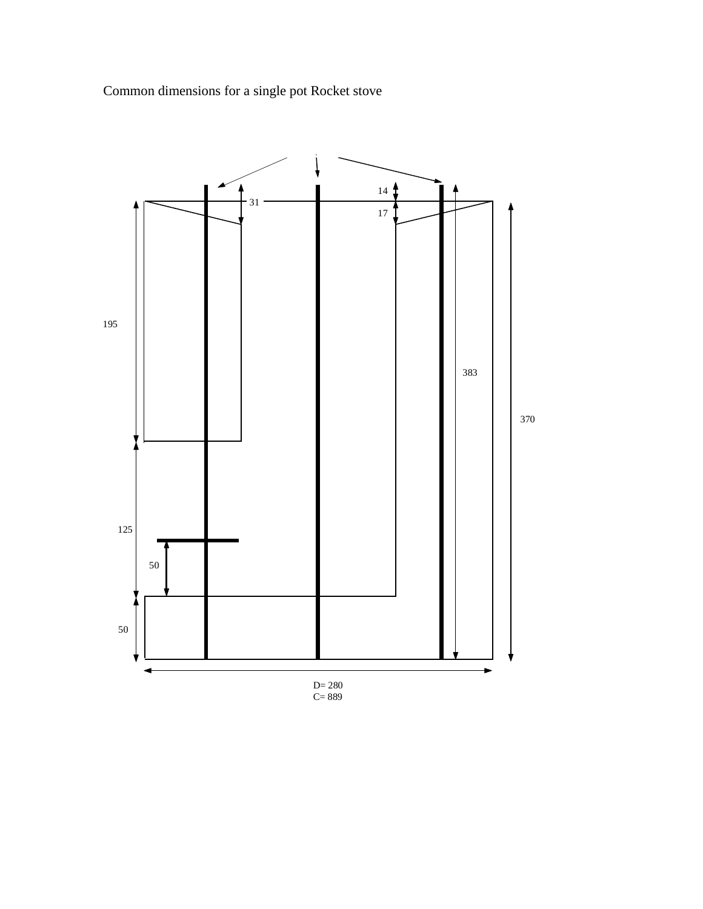Common dimensions for a single pot Rocket stove

14

31

17

195

383

370

125

50

50

D= 280
C= 889